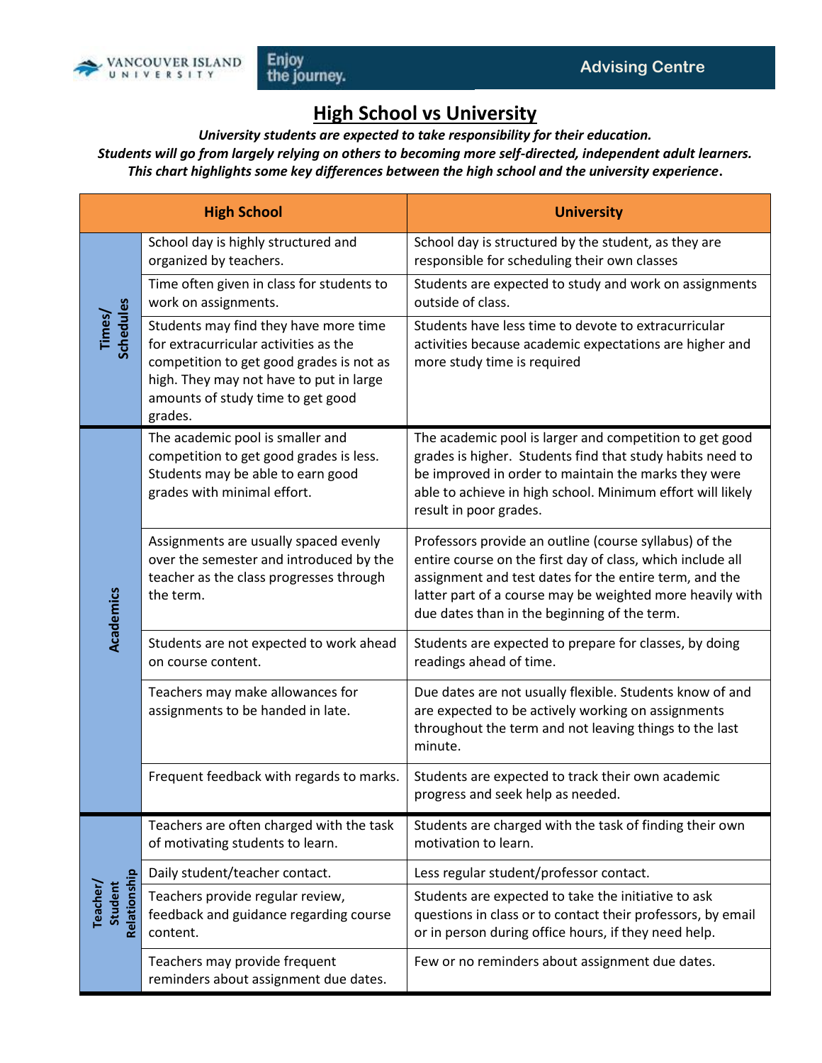Vancouver Island University — Enjoy the journey. — Advising Centre

# High School vs University

***University students are expected to take responsibility for their education.***
***Students will go from largely relying on others to becoming more self-directed, independent adult learners.***
***This chart highlights some key differences between the high school and the university experience.***

| | High School | University |
|---|---|---|
| **Times/ Schedules** | School day is highly structured and organized by teachers. | School day is structured by the student, as they are responsible for scheduling their own classes |
| | Time often given in class for students to work on assignments. | Students are expected to study and work on assignments outside of class. |
| | Students may find they have more time for extracurricular activities as the competition to get good grades is not as high. They may not have to put in large amounts of study time to get good grades. | Students have less time to devote to extracurricular activities because academic expectations are higher and more study time is required |
| **Academics** | The academic pool is smaller and competition to get good grades is less. Students may be able to earn good grades with minimal effort. | The academic pool is larger and competition to get good grades is higher. Students find that study habits need to be improved in order to maintain the marks they were able to achieve in high school. Minimum effort will likely result in poor grades. |
| | Assignments are usually spaced evenly over the semester and introduced by the teacher as the class progresses through the term. | Professors provide an outline (course syllabus) of the entire course on the first day of class, which include all assignment and test dates for the entire term, and the latter part of a course may be weighted more heavily with due dates than in the beginning of the term. |
| | Students are not expected to work ahead on course content. | Students are expected to prepare for classes, by doing readings ahead of time. |
| | Teachers may make allowances for assignments to be handed in late. | Due dates are not usually flexible. Students know of and are expected to be actively working on assignments throughout the term and not leaving things to the last minute. |
| | Frequent feedback with regards to marks. | Students are expected to track their own academic progress and seek help as needed. |
| **Teacher/ Student Relationship** | Teachers are often charged with the task of motivating students to learn. | Students are charged with the task of finding their own motivation to learn. |
| | Daily student/teacher contact. | Less regular student/professor contact. |
| | Teachers provide regular review, feedback and guidance regarding course content. | Students are expected to take the initiative to ask questions in class or to contact their professors, by email or in person during office hours, if they need help. |
| | Teachers may provide frequent reminders about assignment due dates. | Few or no reminders about assignment due dates. |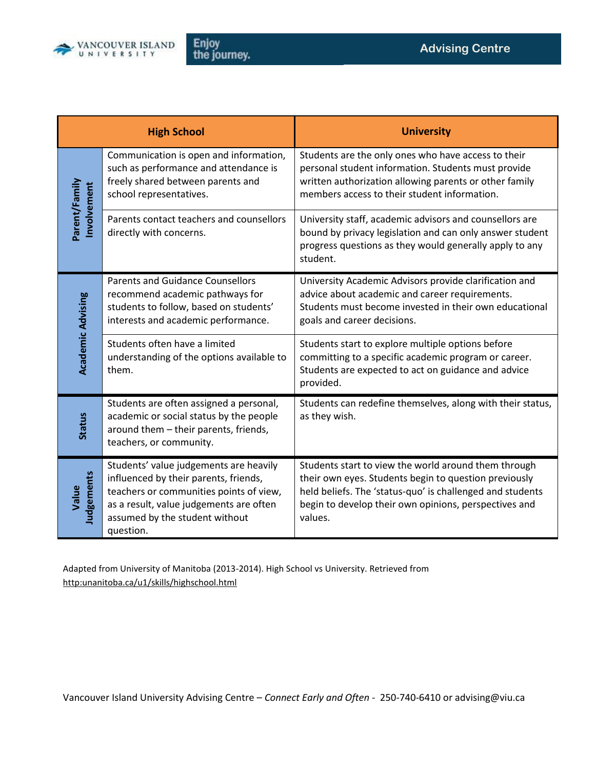| | High School | University |
|---|---|---|
| Parent/Family Involvement | Communication is open and information, such as performance and attendance is freely shared between parents and school representatives. | Students are the only ones who have access to their personal student information. Students must provide written authorization allowing parents or other family members access to their student information. |
| | Parents contact teachers and counsellors directly with concerns. | University staff, academic advisors and counsellors are bound by privacy legislation and can only answer student progress questions as they would generally apply to any student. |
| Academic Advising | Parents and Guidance Counsellors recommend academic pathways for students to follow, based on students' interests and academic performance. | University Academic Advisors provide clarification and advice about academic and career requirements. Students must become invested in their own educational goals and career decisions. |
| | Students often have a limited understanding of the options available to them. | Students start to explore multiple options before committing to a specific academic program or career. Students are expected to act on guidance and advice provided. |
| Status | Students are often assigned a personal, academic or social status by the people around them – their parents, friends, teachers, or community. | Students can redefine themselves, along with their status, as they wish. |
| Value Judgements | Students' value judgements are heavily influenced by their parents, friends, teachers or communities points of view, as a result, value judgements are often assumed by the student without question. | Students start to view the world around them through their own eyes. Students begin to question previously held beliefs. The 'status-quo' is challenged and students begin to develop their own opinions, perspectives and values. |

Adapted from University of Manitoba (2013-2014). High School vs University. Retrieved from http:unanitoba.ca/u1/skills/highschool.html

Vancouver Island University Advising Centre – *Connect Early and Often* - 250-740-6410 or advising@viu.ca